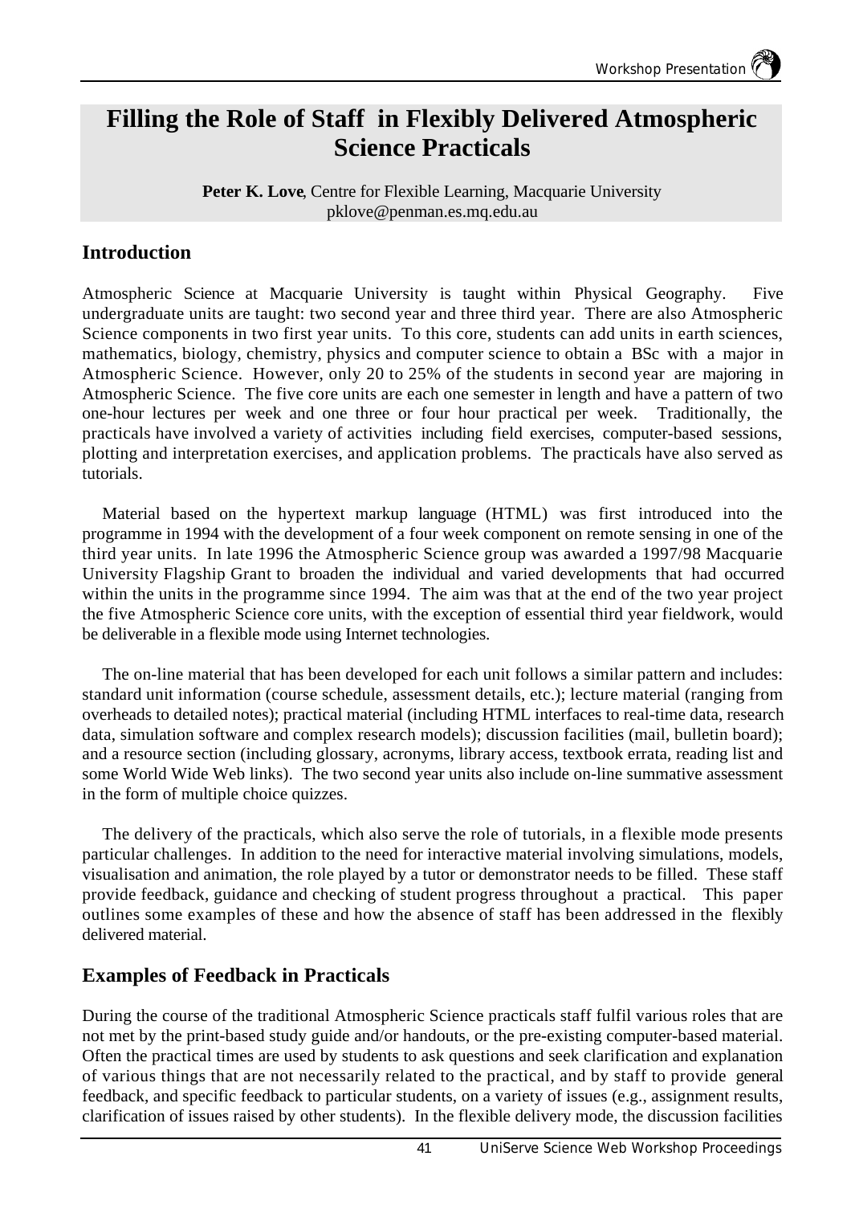# Filling the Role of Staff in Flexibly Delivered Atmospheric Science Practicals

**Peter K. Love**, Centre for Flexible Learning, Macquarie University
pklove@penman.es.mq.edu.au

## Introduction

Atmospheric Science at Macquarie University is taught within Physical Geography. Five undergraduate units are taught: two second year and three third year. There are also Atmospheric Science components in two first year units. To this core, students can add units in earth sciences, mathematics, biology, chemistry, physics and computer science to obtain a BSc with a major in Atmospheric Science. However, only 20 to 25% of the students in second year are majoring in Atmospheric Science. The five core units are each one semester in length and have a pattern of two one-hour lectures per week and one three or four hour practical per week. Traditionally, the practicals have involved a variety of activities including field exercises, computer-based sessions, plotting and interpretation exercises, and application problems. The practicals have also served as tutorials.

Material based on the hypertext markup language (HTML) was first introduced into the programme in 1994 with the development of a four week component on remote sensing in one of the third year units. In late 1996 the Atmospheric Science group was awarded a 1997/98 Macquarie University Flagship Grant to broaden the individual and varied developments that had occurred within the units in the programme since 1994. The aim was that at the end of the two year project the five Atmospheric Science core units, with the exception of essential third year fieldwork, would be deliverable in a flexible mode using Internet technologies.

The on-line material that has been developed for each unit follows a similar pattern and includes: standard unit information (course schedule, assessment details, etc.); lecture material (ranging from overheads to detailed notes); practical material (including HTML interfaces to real-time data, research data, simulation software and complex research models); discussion facilities (mail, bulletin board); and a resource section (including glossary, acronyms, library access, textbook errata, reading list and some World Wide Web links). The two second year units also include on-line summative assessment in the form of multiple choice quizzes.

The delivery of the practicals, which also serve the role of tutorials, in a flexible mode presents particular challenges. In addition to the need for interactive material involving simulations, models, visualisation and animation, the role played by a tutor or demonstrator needs to be filled. These staff provide feedback, guidance and checking of student progress throughout a practical. This paper outlines some examples of these and how the absence of staff has been addressed in the flexibly delivered material.

## Examples of Feedback in Practicals

During the course of the traditional Atmospheric Science practicals staff fulfil various roles that are not met by the print-based study guide and/or handouts, or the pre-existing computer-based material. Often the practical times are used by students to ask questions and seek clarification and explanation of various things that are not necessarily related to the practical, and by staff to provide general feedback, and specific feedback to particular students, on a variety of issues (e.g., assignment results, clarification of issues raised by other students). In the flexible delivery mode, the discussion facilities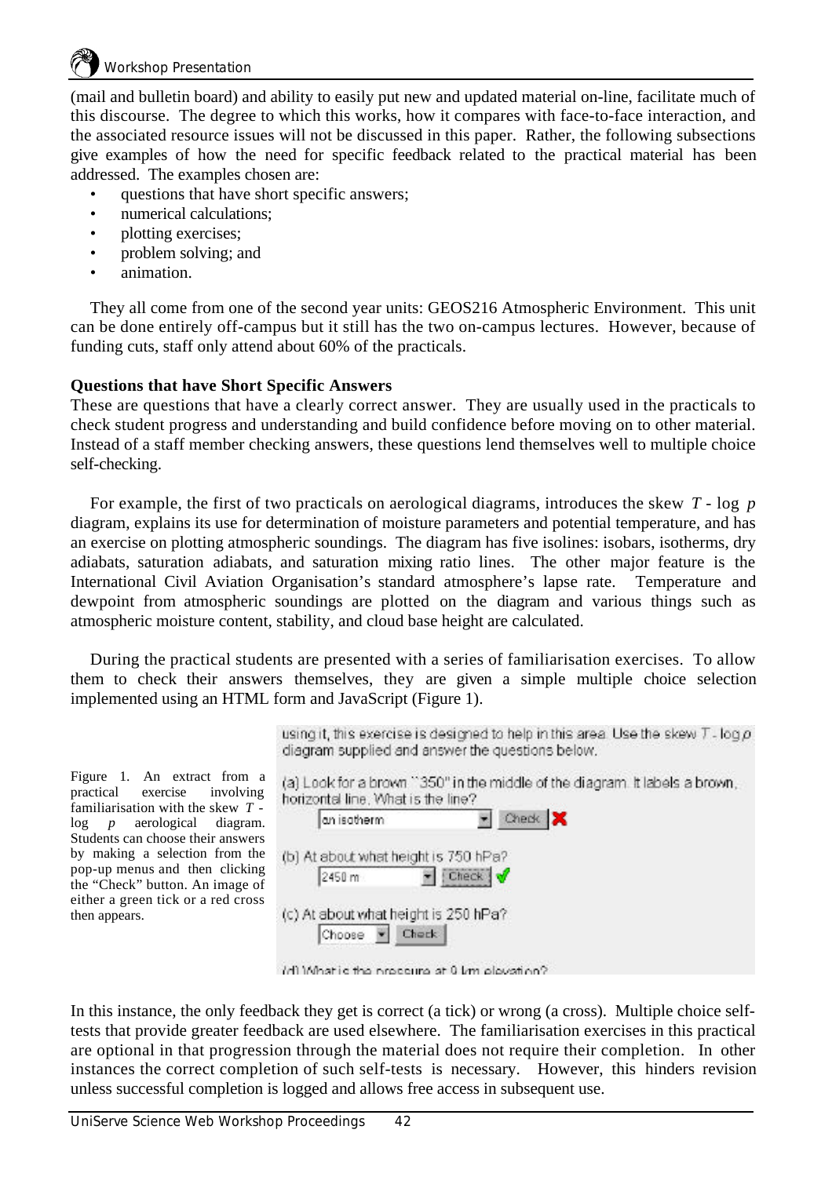(mail and bulletin board) and ability to easily put new and updated material on-line, facilitate much of this discourse. The degree to which this works, how it compares with face-to-face interaction, and the associated resource issues will not be discussed in this paper. Rather, the following subsections give examples of how the need for specific feedback related to the practical material has been addressed. The examples chosen are:

- questions that have short specific answers;
- numerical calculations;
- plotting exercises;
- problem solving; and
- animation.

They all come from one of the second year units: GEOS216 Atmospheric Environment. This unit can be done entirely off-campus but it still has the two on-campus lectures. However, because of funding cuts, staff only attend about 60% of the practicals.

**Questions that have Short Specific Answers**

These are questions that have a clearly correct answer. They are usually used in the practicals to check student progress and understanding and build confidence before moving on to other material. Instead of a staff member checking answers, these questions lend themselves well to multiple choice self-checking.

For example, the first of two practicals on aerological diagrams, introduces the skew $T$ - log $p$ diagram, explains its use for determination of moisture parameters and potential temperature, and has an exercise on plotting atmospheric soundings. The diagram has five isolines: isobars, isotherms, dry adiabats, saturation adiabats, and saturation mixing ratio lines. The other major feature is the International Civil Aviation Organisation's standard atmosphere's lapse rate. Temperature and dewpoint from atmospheric soundings are plotted on the diagram and various things such as atmospheric moisture content, stability, and cloud base height are calculated.

During the practical students are presented with a series of familiarisation exercises. To allow them to check their answers themselves, they are given a simple multiple choice selection implemented using an HTML form and JavaScript (Figure 1).

using it, this exercise is designed to help in this area. Use the skew $T$ - log $p$ diagram supplied and answer the questions below.

(a) Look for a brown "350" in the middle of the diagram. It labels a brown, horizontal line. What is the line?
[an isotherm] [Check] ✗

(b) At about what height is 750 hPa?
[2450 m] [Check] ✓

(c) At about what height is 250 hPa?
[Choose] [Check]

(d) What is the pressure at 9 km elevation?

Figure 1. An extract from a practical exercise involving familiarisation with the skew $T$ - log $p$ aerological diagram. Students can choose their answers by making a selection from the pop-up menus and then clicking the "Check" button. An image of either a green tick or a red cross then appears.

In this instance, the only feedback they get is correct (a tick) or wrong (a cross). Multiple choice self-tests that provide greater feedback are used elsewhere. The familiarisation exercises in this practical are optional in that progression through the material does not require their completion. In other instances the correct completion of such self-tests is necessary. However, this hinders revision unless successful completion is logged and allows free access in subsequent use.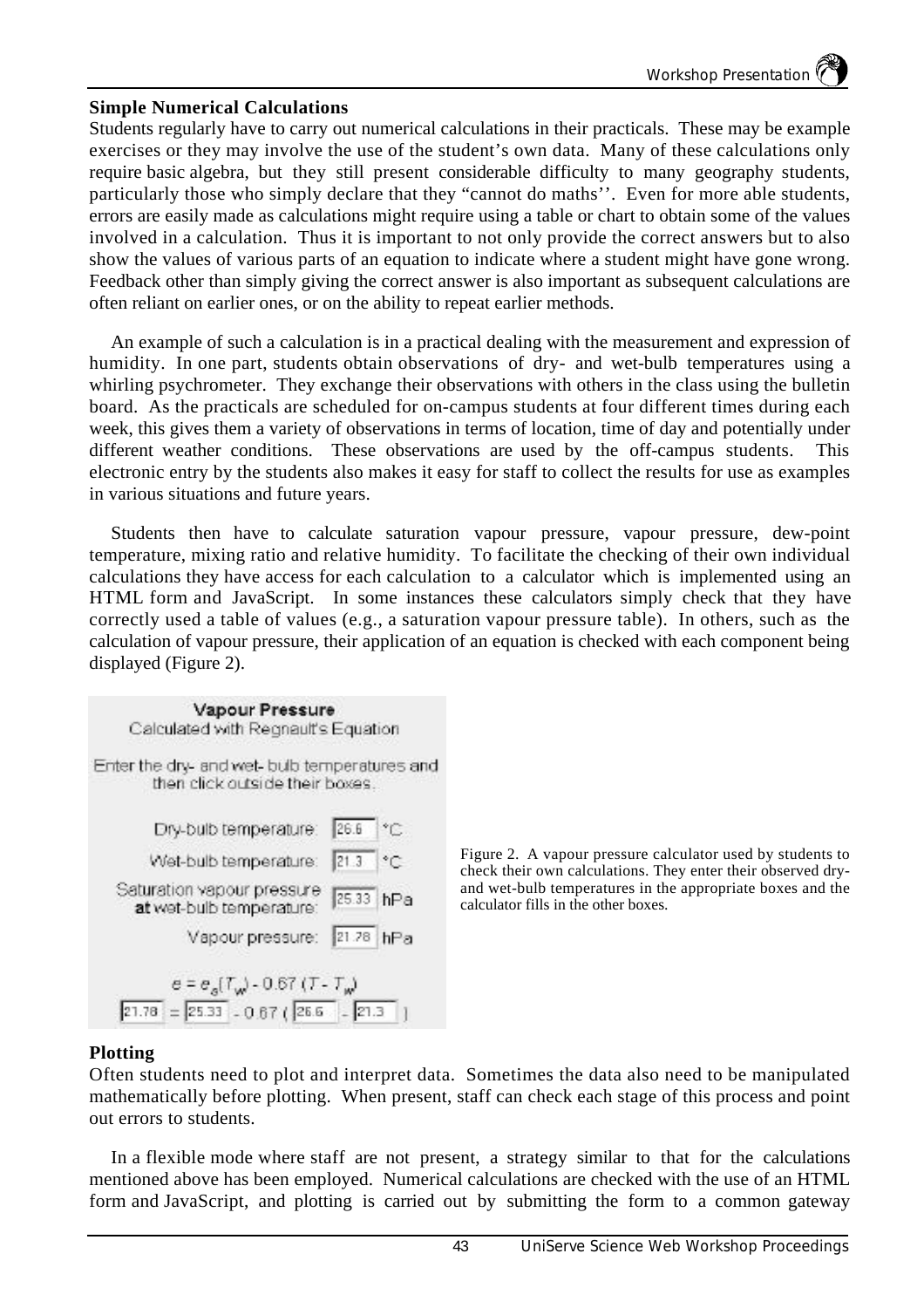### Simple Numerical Calculations

Students regularly have to carry out numerical calculations in their practicals. These may be example exercises or they may involve the use of the student's own data. Many of these calculations only require basic algebra, but they still present considerable difficulty to many geography students, particularly those who simply declare that they "cannot do maths''. Even for more able students, errors are easily made as calculations might require using a table or chart to obtain some of the values involved in a calculation. Thus it is important to not only provide the correct answers but to also show the values of various parts of an equation to indicate where a student might have gone wrong. Feedback other than simply giving the correct answer is also important as subsequent calculations are often reliant on earlier ones, or on the ability to repeat earlier methods.

An example of such a calculation is in a practical dealing with the measurement and expression of humidity. In one part, students obtain observations of dry- and wet-bulb temperatures using a whirling psychrometer. They exchange their observations with others in the class using the bulletin board. As the practicals are scheduled for on-campus students at four different times during each week, this gives them a variety of observations in terms of location, time of day and potentially under different weather conditions. These observations are used by the off-campus students. This electronic entry by the students also makes it easy for staff to collect the results for use as examples in various situations and future years.

Students then have to calculate saturation vapour pressure, vapour pressure, dew-point temperature, mixing ratio and relative humidity. To facilitate the checking of their own individual calculations they have access for each calculation to a calculator which is implemented using an HTML form and JavaScript. In some instances these calculators simply check that they have correctly used a table of values (e.g., a saturation vapour pressure table). In others, such as the calculation of vapour pressure, their application of an equation is checked with each component being displayed (Figure 2).

**Vapour Pressure**
Calculated with Regnault's Equation

Enter the dry- and wet- bulb temperatures and then click outside their boxes.

Dry-bulb temperature: 26.6 °C
Wet-bulb temperature: 21.3 °C
Saturation vapour pressure **at** wet-bulb temperature: 25.33 hPa
Vapour pressure: 21.78 hPa

$$e = e_s(T_w) - 0.67\,(T - T_w)$$
$$21.78 = 25.33 - 0.67\,(26.6 - 21.3)$$

Figure 2. A vapour pressure calculator used by students to check their own calculations. They enter their observed dry- and wet-bulb temperatures in the appropriate boxes and the calculator fills in the other boxes.

### Plotting

Often students need to plot and interpret data. Sometimes the data also need to be manipulated mathematically before plotting. When present, staff can check each stage of this process and point out errors to students.

In a flexible mode where staff are not present, a strategy similar to that for the calculations mentioned above has been employed. Numerical calculations are checked with the use of an HTML form and JavaScript, and plotting is carried out by submitting the form to a common gateway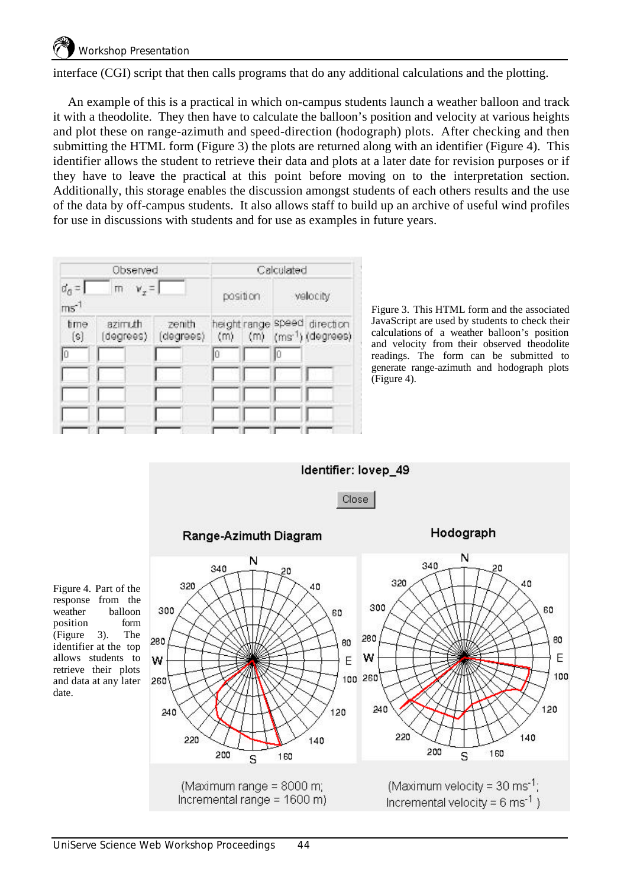interface (CGI) script that then calls programs that do any additional calculations and the plotting.

An example of this is a practical in which on-campus students launch a weather balloon and track it with a theodolite. They then have to calculate the balloon's position and velocity at various heights and plot these on range-azimuth and speed-direction (hodograph) plots. After checking and then submitting the HTML form (Figure 3) the plots are returned along with an identifier (Figure 4). This identifier allows the student to retrieve their data and plots at a later date for revision purposes or if they have to leave the practical at this point before moving on to the interpretation section. Additionally, this storage enables the discussion amongst students of each others results and the use of the data by off-campus students. It also allows staff to build up an archive of useful wind profiles for use in discussions with students and for use as examples in future years.

Figure 3. This HTML form and the associated JavaScript are used by students to check their calculations of a weather balloon's position and velocity from their observed theodolite readings. The form can be submitted to generate range-azimuth and hodograph plots (Figure 4).

Figure 4. Part of the response from the weather balloon position form (Figure 3). The identifier at the top allows students to retrieve their plots and data at any later date.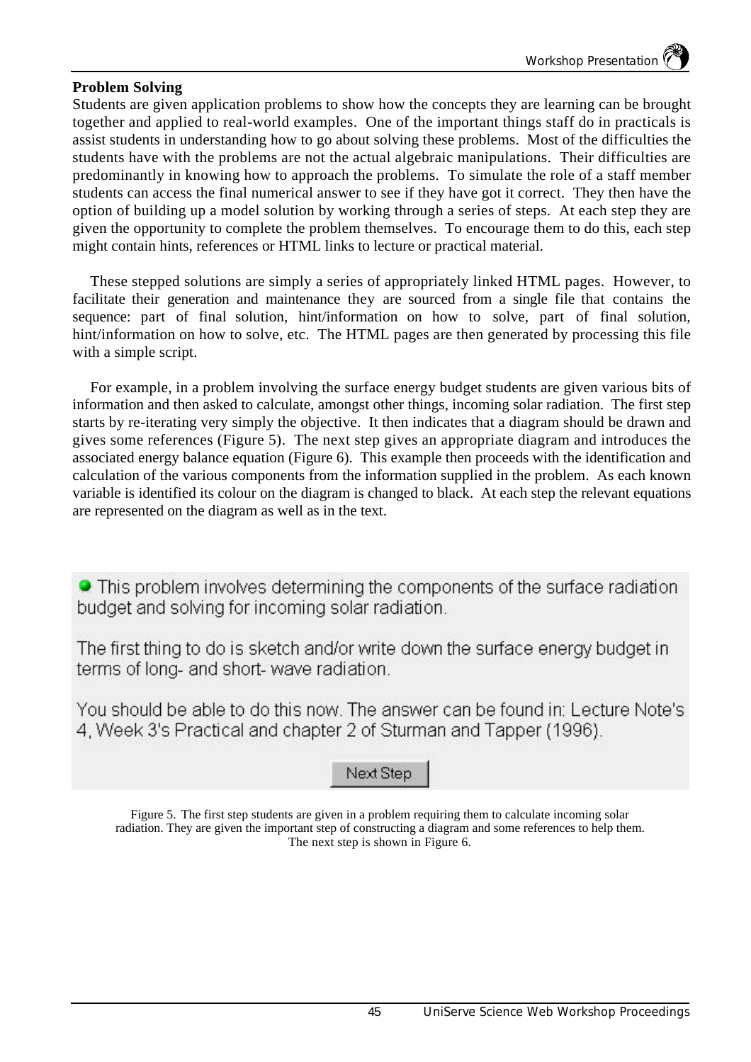**Problem Solving**

Students are given application problems to show how the concepts they are learning can be brought together and applied to real-world examples. One of the important things staff do in practicals is assist students in understanding how to go about solving these problems. Most of the difficulties the students have with the problems are not the actual algebraic manipulations. Their difficulties are predominantly in knowing how to approach the problems. To simulate the role of a staff member students can access the final numerical answer to see if they have got it correct. They then have the option of building up a model solution by working through a series of steps. At each step they are given the opportunity to complete the problem themselves. To encourage them to do this, each step might contain hints, references or HTML links to lecture or practical material.

These stepped solutions are simply a series of appropriately linked HTML pages. However, to facilitate their generation and maintenance they are sourced from a single file that contains the sequence: part of final solution, hint/information on how to solve, part of final solution, hint/information on how to solve, etc. The HTML pages are then generated by processing this file with a simple script.

For example, in a problem involving the surface energy budget students are given various bits of information and then asked to calculate, amongst other things, incoming solar radiation. The first step starts by re-iterating very simply the objective. It then indicates that a diagram should be drawn and gives some references (Figure 5). The next step gives an appropriate diagram and introduces the associated energy balance equation (Figure 6). This example then proceeds with the identification and calculation of the various components from the information supplied in the problem. As each known variable is identified its colour on the diagram is changed to black. At each step the relevant equations are represented on the diagram as well as in the text.

- This problem involves determining the components of the surface radiation budget and solving for incoming solar radiation.

The first thing to do is sketch and/or write down the surface energy budget in terms of long- and short- wave radiation.

You should be able to do this now. The answer can be found in: Lecture Note's 4, Week 3's Practical and chapter 2 of Sturman and Tapper (1996).

Next Step

Figure 5. The first step students are given in a problem requiring them to calculate incoming solar radiation. They are given the important step of constructing a diagram and some references to help them. The next step is shown in Figure 6.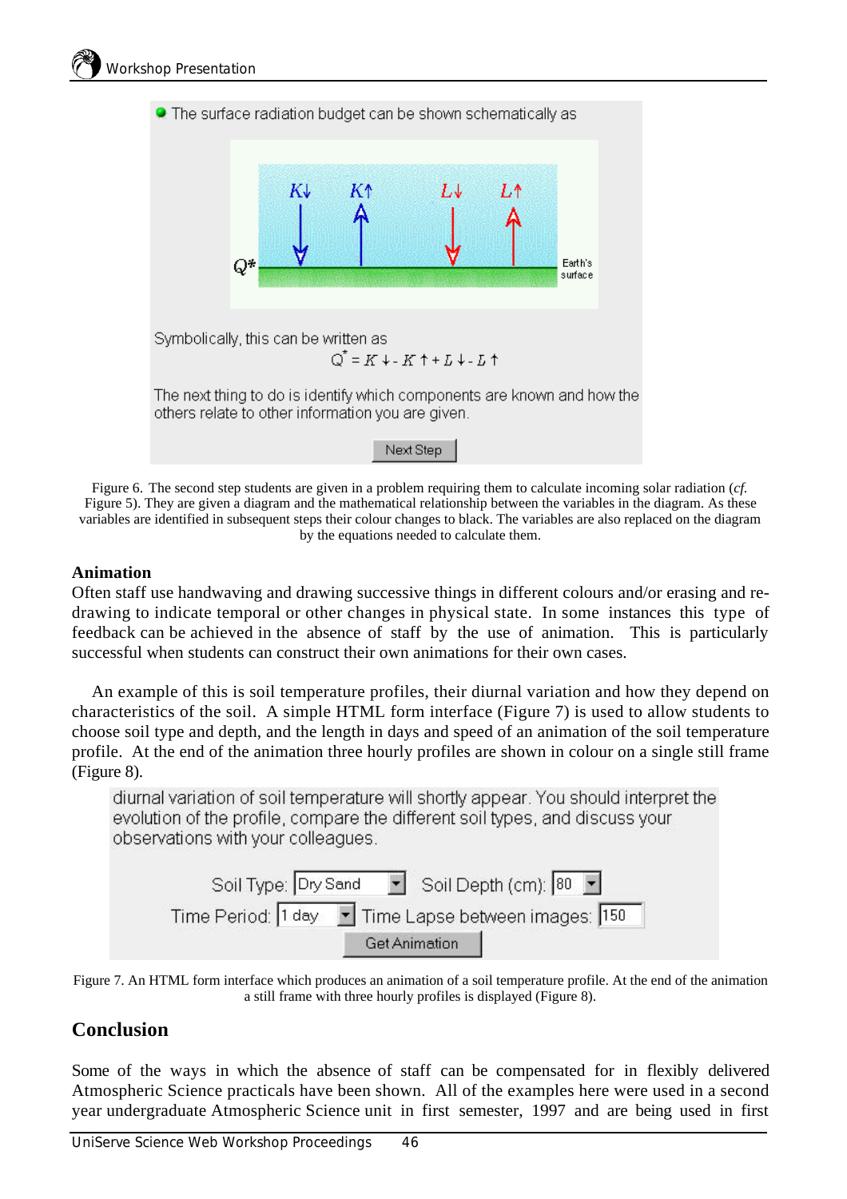The surface radiation budget can be shown schematically as

$K\downarrow$ $K\uparrow$ $L\downarrow$ $L\uparrow$

$Q^*$ Earth's surface

Symbolically, this can be written as

$$Q^* = K\downarrow - K\uparrow + L\downarrow - L\uparrow$$

The next thing to do is identify which components are known and how the others relate to other information you are given.

Next Step

Figure 6. The second step students are given in a problem requiring them to calculate incoming solar radiation (*cf.* Figure 5). They are given a diagram and the mathematical relationship between the variables in the diagram. As these variables are identified in subsequent steps their colour changes to black. The variables are also replaced on the diagram by the equations needed to calculate them.

### Animation

Often staff use handwaving and drawing successive things in different colours and/or erasing and re-drawing to indicate temporal or other changes in physical state. In some instances this type of feedback can be achieved in the absence of staff by the use of animation. This is particularly successful when students can construct their own animations for their own cases.

An example of this is soil temperature profiles, their diurnal variation and how they depend on characteristics of the soil. A simple HTML form interface (Figure 7) is used to allow students to choose soil type and depth, and the length in days and speed of an animation of the soil temperature profile. At the end of the animation three hourly profiles are shown in colour on a single still frame (Figure 8).

diurnal variation of soil temperature will shortly appear. You should interpret the evolution of the profile, compare the different soil types, and discuss your observations with your colleagues.

Soil Type: Dry Sand Soil Depth (cm): 80

Time Period: 1 day Time Lapse between images: 150

Get Animation

Figure 7. An HTML form interface which produces an animation of a soil temperature profile. At the end of the animation a still frame with three hourly profiles is displayed (Figure 8).

## Conclusion

Some of the ways in which the absence of staff can be compensated for in flexibly delivered Atmospheric Science practicals have been shown. All of the examples here were used in a second year undergraduate Atmospheric Science unit in first semester, 1997 and are being used in first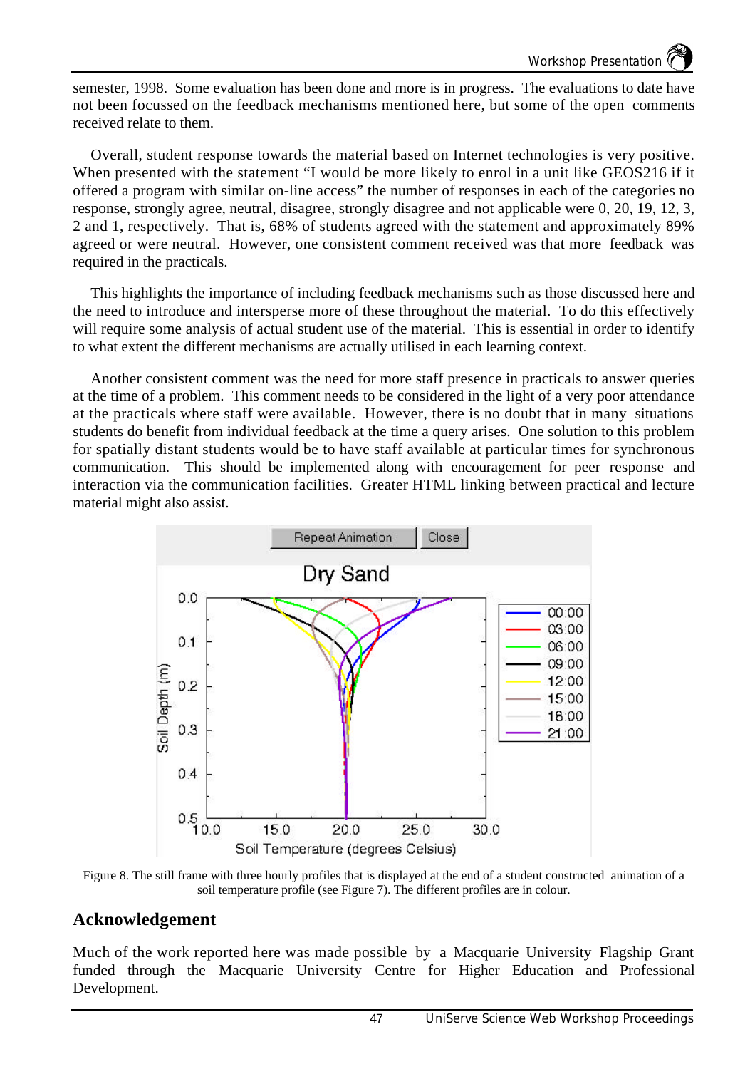semester, 1998. Some evaluation has been done and more is in progress. The evaluations to date have not been focussed on the feedback mechanisms mentioned here, but some of the open comments received relate to them.

Overall, student response towards the material based on Internet technologies is very positive. When presented with the statement “I would be more likely to enrol in a unit like GEOS216 if it offered a program with similar on-line access” the number of responses in each of the categories no response, strongly agree, neutral, disagree, strongly disagree and not applicable were 0, 20, 19, 12, 3, 2 and 1, respectively. That is, 68% of students agreed with the statement and approximately 89% agreed or were neutral. However, one consistent comment received was that more feedback was required in the practicals.

This highlights the importance of including feedback mechanisms such as those discussed here and the need to introduce and intersperse more of these throughout the material. To do this effectively will require some analysis of actual student use of the material. This is essential in order to identify to what extent the different mechanisms are actually utilised in each learning context.

Another consistent comment was the need for more staff presence in practicals to answer queries at the time of a problem. This comment needs to be considered in the light of a very poor attendance at the practicals where staff were available. However, there is no doubt that in many situations students do benefit from individual feedback at the time a query arises. One solution to this problem for spatially distant students would be to have staff available at particular times for synchronous communication. This should be implemented along with encouragement for peer response and interaction via the communication facilities. Greater HTML linking between practical and lecture material might also assist.

Repeat Animation
Close

Dry Sand

Soil Depth (m)
0.0
0.1
0.2
0.3
0.4
0.5

10.0
15.0
20.0
25.0
30.0
Soil Temperature (degrees Celsius)

00:00
03:00
06:00
09:00
12:00
15:00
18:00
21:00

Figure 8. The still frame with three hourly profiles that is displayed at the end of a student constructed animation of a soil temperature profile (see Figure 7). The different profiles are in colour.

## Acknowledgement

Much of the work reported here was made possible by a Macquarie University Flagship Grant funded through the Macquarie University Centre for Higher Education and Professional Development.